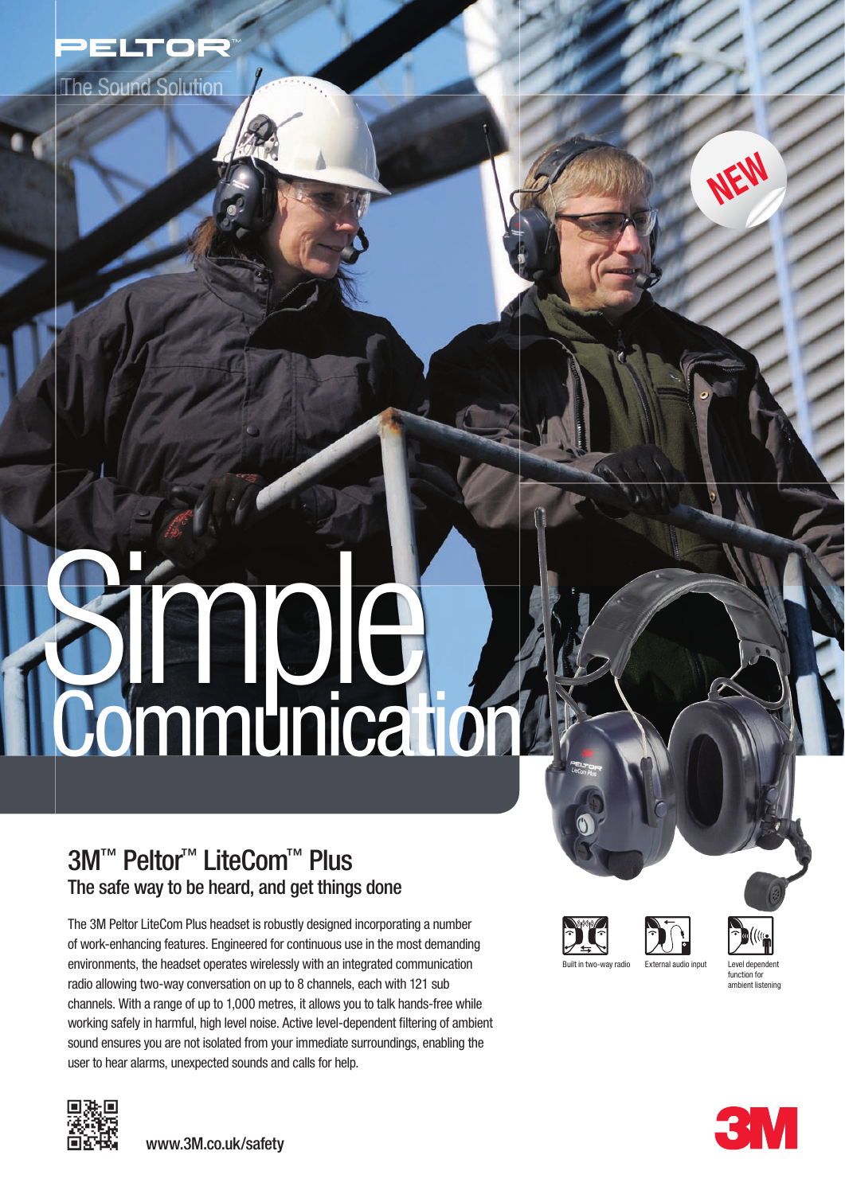PELTOR™

The Sound Solution

NEW

# Simple Communication

## 3M™ Peltor™ LiteCom™ Plus

### The safe way to be heard, and get things done

The 3M Peltor LiteCom Plus headset is robustly designed incorporating a number of work-enhancing features. Engineered for continuous use in the most demanding environments, the headset operates wirelessly with an integrated communication radio allowing two-way conversation on up to 8 channels, each with 121 sub channels. With a range of up to 1,000 metres, it allows you to talk hands-free while working safely in harmful, high level noise. Active level-dependent filtering of ambient sound ensures you are not isolated from your immediate surroundings, enabling the user to hear alarms, unexpected sounds and calls for help.

Built in two-way radio

External audio input

Level dependent function for ambient listening

www.3M.co.uk/safety

3M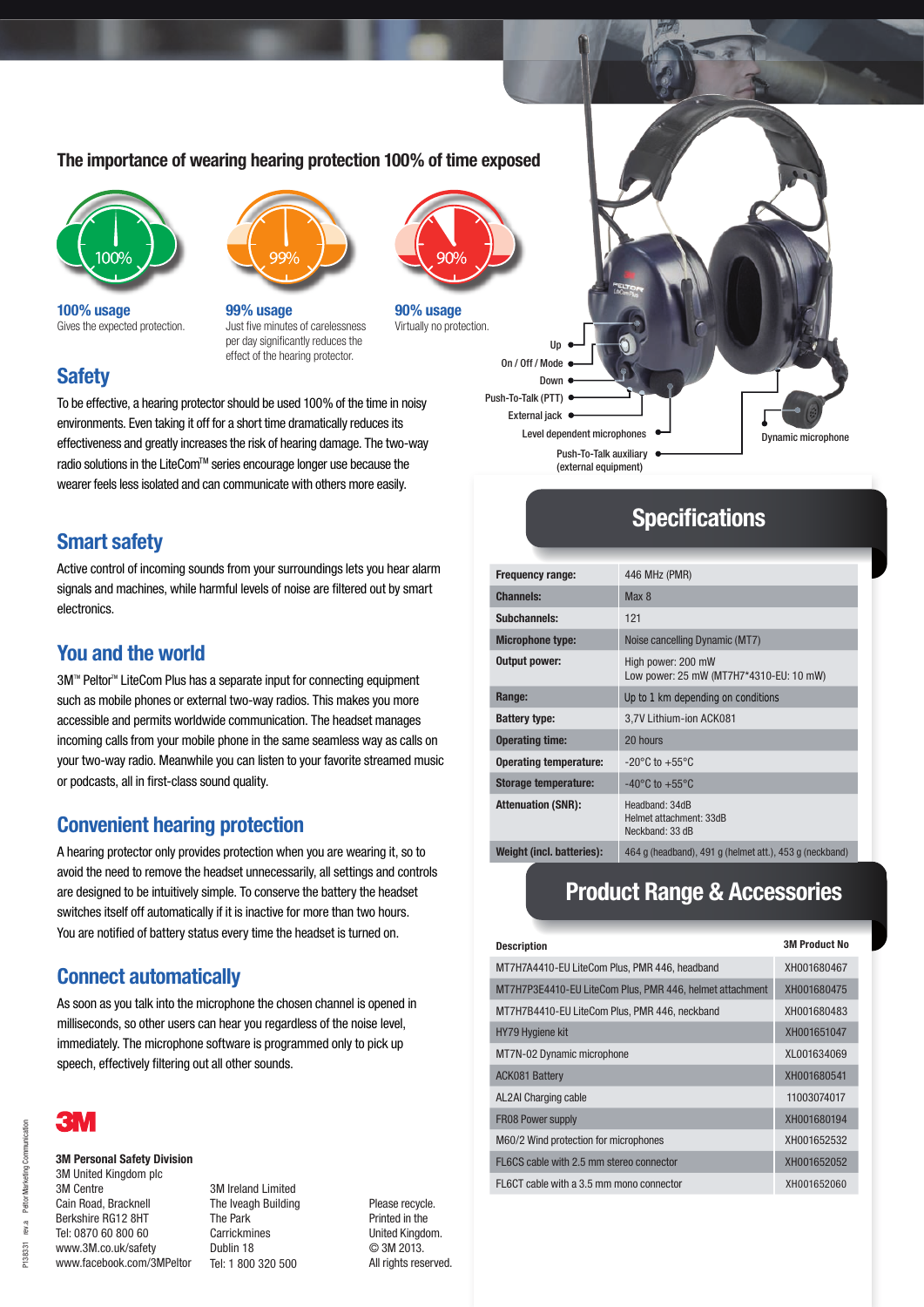## The importance of wearing hearing protection 100% of time exposed

100%

**100% usage**
Gives the expected protection.

99%

**99% usage**
Just five minutes of carelessness per day significantly reduces the effect of the hearing protector.

90%

**90% usage**
Virtually no protection.

Up
On / Off / Mode
Down
Push-To-Talk (PTT)
External jack
Level dependent microphones
Push-To-Talk auxiliary (external equipment)
Dynamic microphone

## Safety

To be effective, a hearing protector should be used 100% of the time in noisy environments. Even taking it off for a short time dramatically reduces its effectiveness and greatly increases the risk of hearing damage. The two-way radio solutions in the LiteCom™ series encourage longer use because the wearer feels less isolated and can communicate with others more easily.

## Smart safety

Active control of incoming sounds from your surroundings lets you hear alarm signals and machines, while harmful levels of noise are filtered out by smart electronics.

## You and the world

3M™ Peltor™ LiteCom Plus has a separate input for connecting equipment such as mobile phones or external two-way radios. This makes you more accessible and permits worldwide communication. The headset manages incoming calls from your mobile phone in the same seamless way as calls on your two-way radio. Meanwhile you can listen to your favorite streamed music or podcasts, all in first-class sound quality.

## Convenient hearing protection

A hearing protector only provides protection when you are wearing it, so to avoid the need to remove the headset unnecessarily, all settings and controls are designed to be intuitively simple. To conserve the battery the headset switches itself off automatically if it is inactive for more than two hours. You are notified of battery status every time the headset is turned on.

## Connect automatically

As soon as you talk into the microphone the chosen channel is opened in milliseconds, so other users can hear you regardless of the noise level, immediately. The microphone software is programmed only to pick up speech, effectively filtering out all other sounds.

## Specifications

| | |
|---|---|
| **Frequency range:** | 446 MHz (PMR) |
| **Channels:** | Max 8 |
| **Subchannels:** | 121 |
| **Microphone type:** | Noise cancelling Dynamic (MT7) |
| **Output power:** | High power: 200 mW<br>Low power: 25 mW (MT7H7*4310-EU: 10 mW) |
| **Range:** | Up to 1 km depending on conditions |
| **Battery type:** | 3,7V Lithium-ion ACK081 |
| **Operating time:** | 20 hours |
| **Operating temperature:** | -20°C to +55°C |
| **Storage temperature:** | -40°C to +55°C |
| **Attenuation (SNR):** | Headband: 34dB<br>Helmet attachment: 33dB<br>Neckband: 33 dB |
| **Weight (incl. batteries):** | 464 g (headband), 491 g (helmet att.), 453 g (neckband) |

## Product Range & Accessories

| Description | 3M Product No |
|---|---|
| MT7H7A4410-EU LiteCom Plus, PMR 446, headband | XH001680467 |
| MT7H7P3E4410-EU LiteCom Plus, PMR 446, helmet attachment | XH001680475 |
| MT7H7B4410-EU LiteCom Plus, PMR 446, neckband | XH001680483 |
| HY79 Hygiene kit | XH001651047 |
| MT7N-02 Dynamic microphone | XL001634069 |
| ACK081 Battery | XH001680541 |
| AL2AI Charging cable | 11003074017 |
| FR08 Power supply | XH001680194 |
| M60/2 Wind protection for microphones | XH001652532 |
| FL6CS cable with 2.5 mm stereo connector | XH001652052 |
| FL6CT cable with a 3.5 mm mono connector | XH001652060 |

3M

**3M Personal Safety Division**
3M United Kingdom plc
3M Centre
Cain Road, Bracknell
Berkshire RG12 8HT
Tel: 0870 60 800 60
www.3M.co.uk/safety
www.facebook.com/3MPeltor

3M Ireland Limited
The Iveagh Building
The Park
Carrickmines
Dublin 18
Tel: 1 800 320 500

Please recycle.
Printed in the
United Kingdom.
© 3M 2013.
All rights reserved.

P138331 rev.a Peltor Marketing Communication